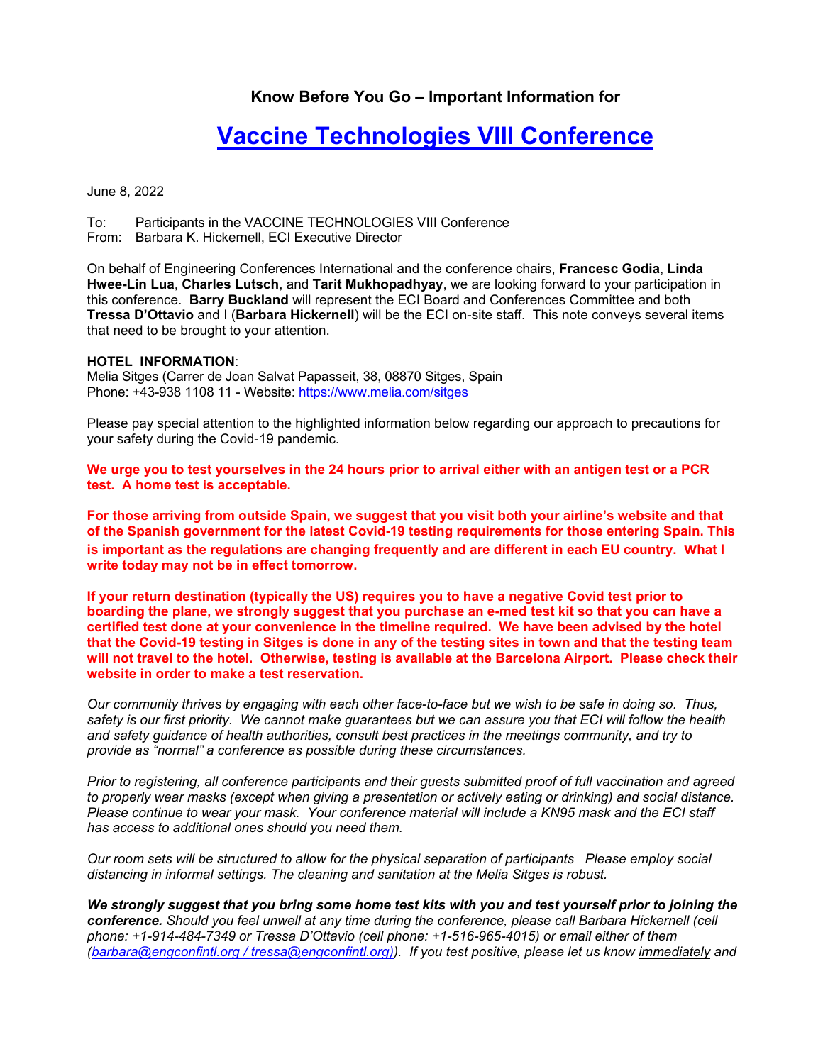**Know Before You Go – Important Information for**

# Vaccine Technologies VIII Conference

June 8, 2022

To: Participants in the VACCINE TECHNOLOGIES VIII Conference
From: Barbara K. Hickernell, ECI Executive Director

On behalf of Engineering Conferences International and the conference chairs, **Francesc Godia**, **Linda Hwee-Lin Lua**, **Charles Lutsch**, and **Tarit Mukhopadhyay**, we are looking forward to your participation in this conference. **Barry Buckland** will represent the ECI Board and Conferences Committee and both **Tressa D'Ottavio** and I (**Barbara Hickernell**) will be the ECI on-site staff. This note conveys several items that need to be brought to your attention.

**HOTEL INFORMATION**:
Melia Sitges (Carrer de Joan Salvat Papasseit, 38, 08870 Sitges, Spain
Phone: +43-938 1108 11 - Website: https://www.melia.com/sitges

Please pay special attention to the highlighted information below regarding our approach to precautions for your safety during the Covid-19 pandemic.

**We urge you to test yourselves in the 24 hours prior to arrival either with an antigen test or a PCR test. A home test is acceptable.**

**For those arriving from outside Spain, we suggest that you visit both your airline's website and that of the Spanish government for the latest Covid-19 testing requirements for those entering Spain. This is important as the regulations are changing frequently and are different in each EU country. What I write today may not be in effect tomorrow.**

**If your return destination (typically the US) requires you to have a negative Covid test prior to boarding the plane, we strongly suggest that you purchase an e-med test kit so that you can have a certified test done at your convenience in the timeline required. We have been advised by the hotel that the Covid-19 testing in Sitges is done in any of the testing sites in town and that the testing team will not travel to the hotel. Otherwise, testing is available at the Barcelona Airport. Please check their website in order to make a test reservation.**

*Our community thrives by engaging with each other face-to-face but we wish to be safe in doing so. Thus, safety is our first priority. We cannot make guarantees but we can assure you that ECI will follow the health and safety guidance of health authorities, consult best practices in the meetings community, and try to provide as "normal" a conference as possible during these circumstances.*

*Prior to registering, all conference participants and their guests submitted proof of full vaccination and agreed to properly wear masks (except when giving a presentation or actively eating or drinking) and social distance. Please continue to wear your mask. Your conference material will include a KN95 mask and the ECI staff has access to additional ones should you need them.*

*Our room sets will be structured to allow for the physical separation of participants Please employ social distancing in informal settings. The cleaning and sanitation at the Melia Sitges is robust.*

***We strongly suggest that you bring some home test kits with you and test yourself prior to joining the conference.*** *Should you feel unwell at any time during the conference, please call Barbara Hickernell (cell phone: +1-914-484-7349 or Tressa D'Ottavio (cell phone: +1-516-965-4015) or email either of them (barbara@engconfintl.org / tressa@engconfintl.org)). If you test positive, please let us know immediately and*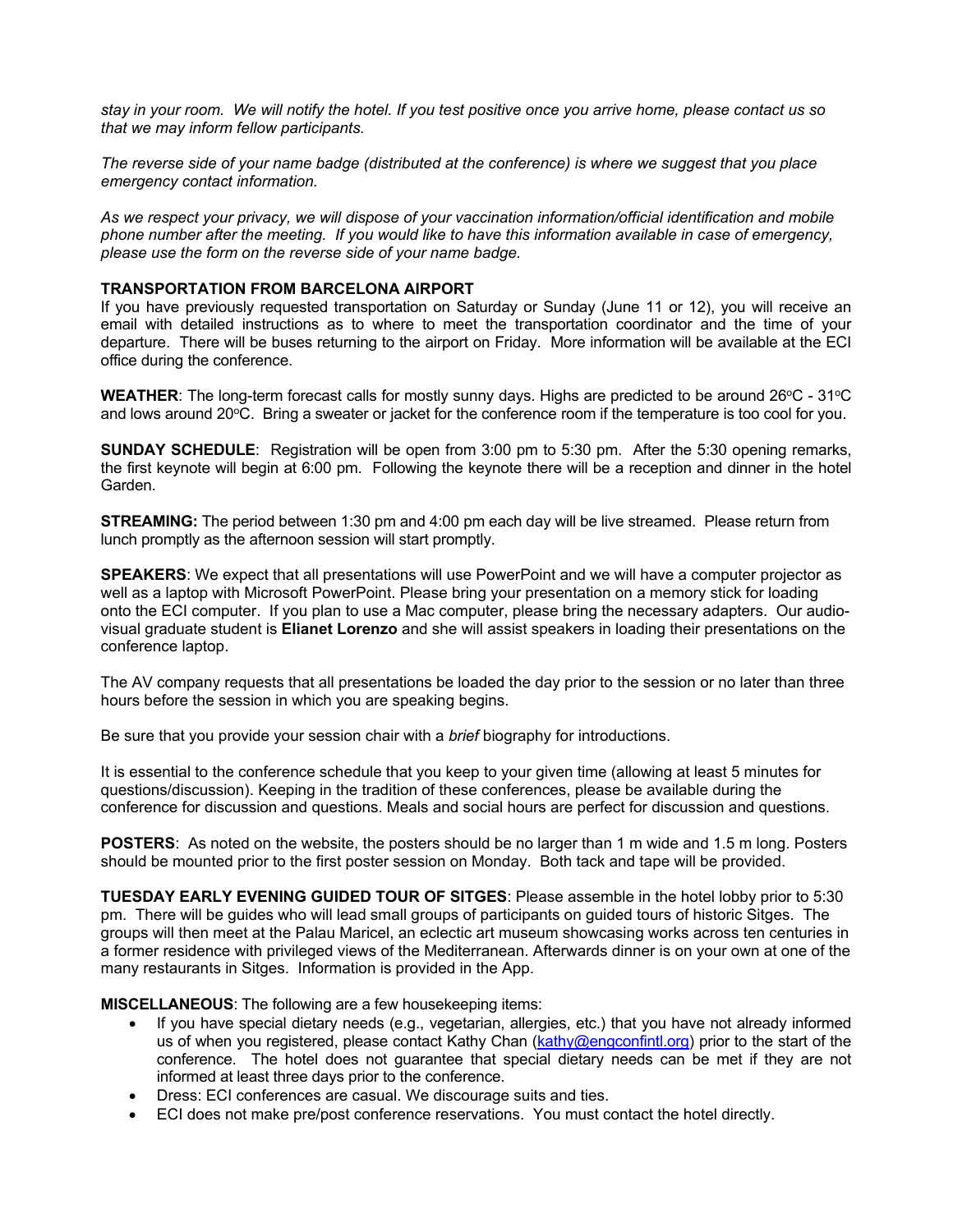*stay in your room. We will notify the hotel. If you test positive once you arrive home, please contact us so that we may inform fellow participants.*

*The reverse side of your name badge (distributed at the conference) is where we suggest that you place emergency contact information.*

*As we respect your privacy, we will dispose of your vaccination information/official identification and mobile phone number after the meeting. If you would like to have this information available in case of emergency, please use the form on the reverse side of your name badge.*

**TRANSPORTATION FROM BARCELONA AIRPORT**

If you have previously requested transportation on Saturday or Sunday (June 11 or 12), you will receive an email with detailed instructions as to where to meet the transportation coordinator and the time of your departure. There will be buses returning to the airport on Friday. More information will be available at the ECI office during the conference.

**WEATHER**: The long-term forecast calls for mostly sunny days. Highs are predicted to be around 26°C - 31°C and lows around 20°C. Bring a sweater or jacket for the conference room if the temperature is too cool for you.

**SUNDAY SCHEDULE**: Registration will be open from 3:00 pm to 5:30 pm. After the 5:30 opening remarks, the first keynote will begin at 6:00 pm. Following the keynote there will be a reception and dinner in the hotel Garden.

**STREAMING:** The period between 1:30 pm and 4:00 pm each day will be live streamed. Please return from lunch promptly as the afternoon session will start promptly.

**SPEAKERS**: We expect that all presentations will use PowerPoint and we will have a computer projector as well as a laptop with Microsoft PowerPoint. Please bring your presentation on a memory stick for loading onto the ECI computer. If you plan to use a Mac computer, please bring the necessary adapters. Our audio-visual graduate student is **Elianet Lorenzo** and she will assist speakers in loading their presentations on the conference laptop.

The AV company requests that all presentations be loaded the day prior to the session or no later than three hours before the session in which you are speaking begins.

Be sure that you provide your session chair with a *brief* biography for introductions.

It is essential to the conference schedule that you keep to your given time (allowing at least 5 minutes for questions/discussion). Keeping in the tradition of these conferences, please be available during the conference for discussion and questions. Meals and social hours are perfect for discussion and questions.

**POSTERS**: As noted on the website, the posters should be no larger than 1 m wide and 1.5 m long. Posters should be mounted prior to the first poster session on Monday. Both tack and tape will be provided.

**TUESDAY EARLY EVENING GUIDED TOUR OF SITGES**: Please assemble in the hotel lobby prior to 5:30 pm. There will be guides who will lead small groups of participants on guided tours of historic Sitges. The groups will then meet at the Palau Maricel, an eclectic art museum showcasing works across ten centuries in a former residence with privileged views of the Mediterranean. Afterwards dinner is on your own at one of the many restaurants in Sitges. Information is provided in the App.

**MISCELLANEOUS**: The following are a few housekeeping items:

- If you have special dietary needs (e.g., vegetarian, allergies, etc.) that you have not already informed us of when you registered, please contact Kathy Chan (kathy@engconfintl.org) prior to the start of the conference. The hotel does not guarantee that special dietary needs can be met if they are not informed at least three days prior to the conference.
- Dress: ECI conferences are casual. We discourage suits and ties.
- ECI does not make pre/post conference reservations. You must contact the hotel directly.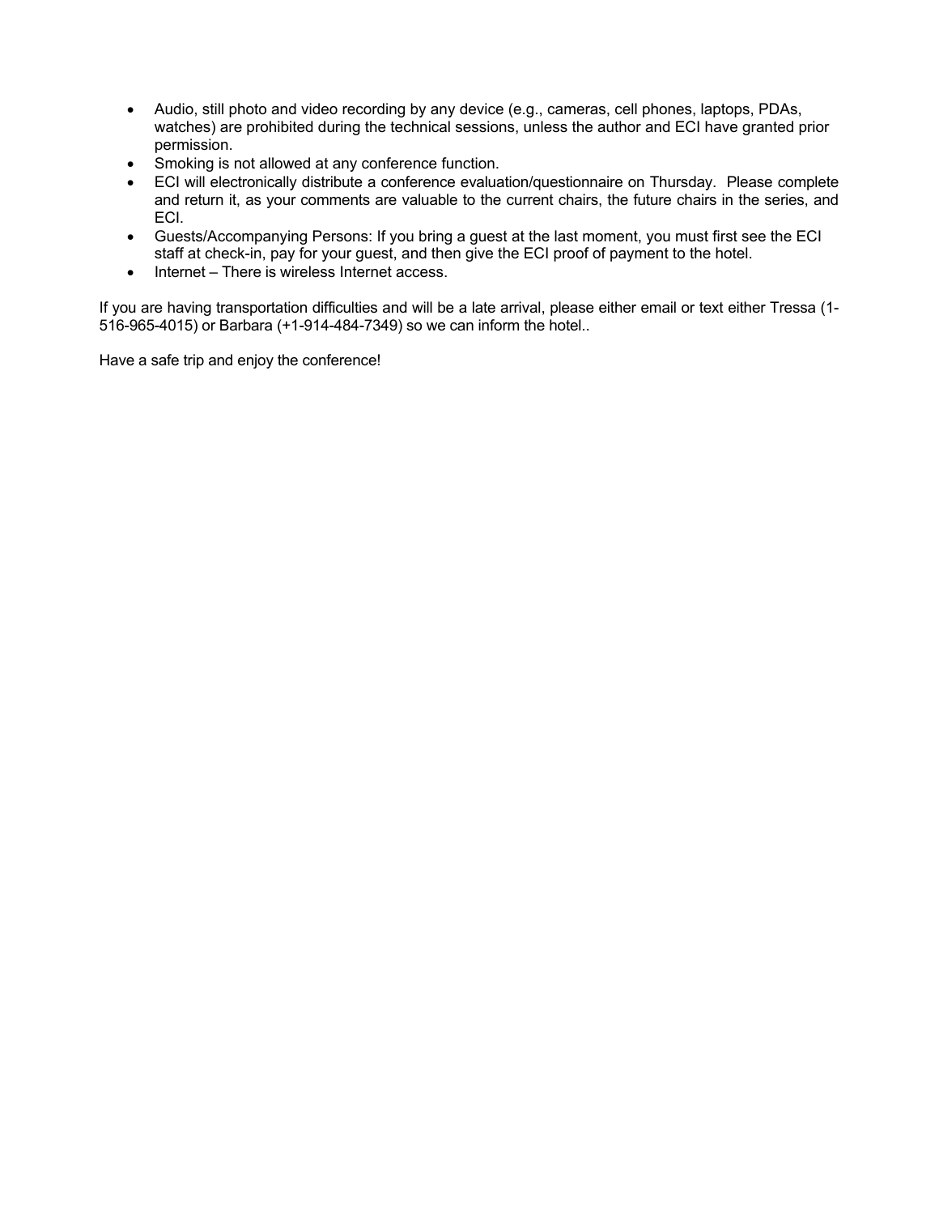- Audio, still photo and video recording by any device (e.g., cameras, cell phones, laptops, PDAs, watches) are prohibited during the technical sessions, unless the author and ECI have granted prior permission.
- Smoking is not allowed at any conference function.
- ECI will electronically distribute a conference evaluation/questionnaire on Thursday. Please complete and return it, as your comments are valuable to the current chairs, the future chairs in the series, and ECI.
- Guests/Accompanying Persons: If you bring a guest at the last moment, you must first see the ECI staff at check-in, pay for your guest, and then give the ECI proof of payment to the hotel.
- Internet – There is wireless Internet access.

If you are having transportation difficulties and will be a late arrival, please either email or text either Tressa (1-516-965-4015) or Barbara (+1-914-484-7349) so we can inform the hotel..

Have a safe trip and enjoy the conference!